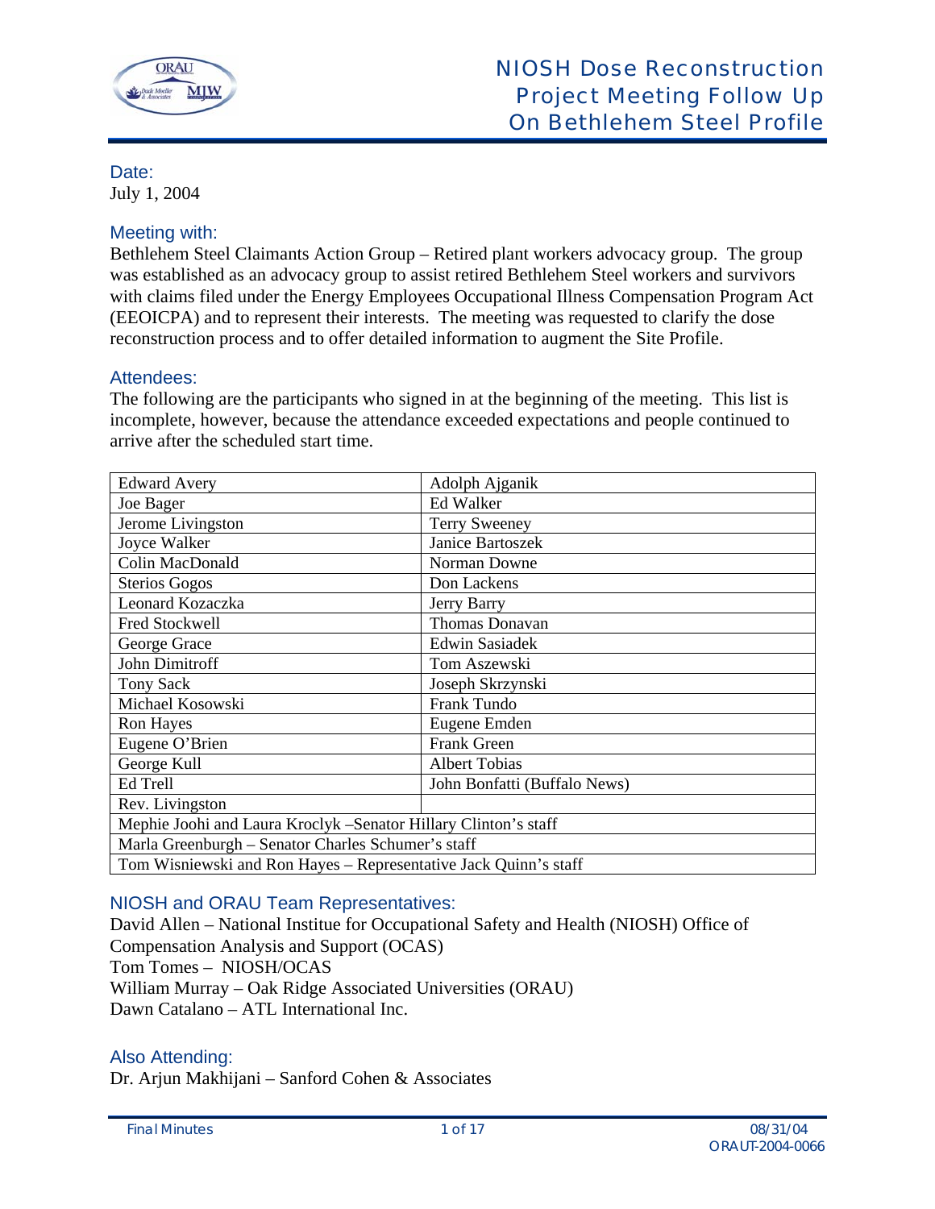# NIOSH Dose Reconstruction Project Meeting Follow Up On Bethlehem Steel Profile

## Date:

July 1, 2004

## Meeting with:

Bethlehem Steel Claimants Action Group – Retired plant workers advocacy group. The group was established as an advocacy group to assist retired Bethlehem Steel workers and survivors with claims filed under the Energy Employees Occupational Illness Compensation Program Act (EEOICPA) and to represent their interests. The meeting was requested to clarify the dose reconstruction process and to offer detailed information to augment the Site Profile.

## Attendees:

The following are the participants who signed in at the beginning of the meeting. This list is incomplete, however, because the attendance exceeded expectations and people continued to arrive after the scheduled start time.

| | |
|---|---|
| Edward Avery | Adolph Ajganik |
| Joe Bager | Ed Walker |
| Jerome Livingston | Terry Sweeney |
| Joyce Walker | Janice Bartoszek |
| Colin MacDonald | Norman Downe |
| Sterios Gogos | Don Lackens |
| Leonard Kozaczka | Jerry Barry |
| Fred Stockwell | Thomas Donavan |
| George Grace | Edwin Sasiadek |
| John Dimitroff | Tom Aszewski |
| Tony Sack | Joseph Skrzynski |
| Michael Kosowski | Frank Tundo |
| Ron Hayes | Eugene Emden |
| Eugene O'Brien | Frank Green |
| George Kull | Albert Tobias |
| Ed Trell | John Bonfatti (Buffalo News) |
| Rev. Livingston | |
| Mephie Joohi and Laura Kroclyk –Senator Hillary Clinton's staff | |
| Marla Greenburgh – Senator Charles Schumer's staff | |
| Tom Wisniewski and Ron Hayes – Representative Jack Quinn's staff | |

## NIOSH and ORAU Team Representatives:

David Allen – National Institue for Occupational Safety and Health (NIOSH) Office of Compensation Analysis and Support (OCAS)
Tom Tomes – NIOSH/OCAS
William Murray – Oak Ridge Associated Universities (ORAU)
Dawn Catalano – ATL International Inc.

## Also Attending:

Dr. Arjun Makhijani – Sanford Cohen & Associates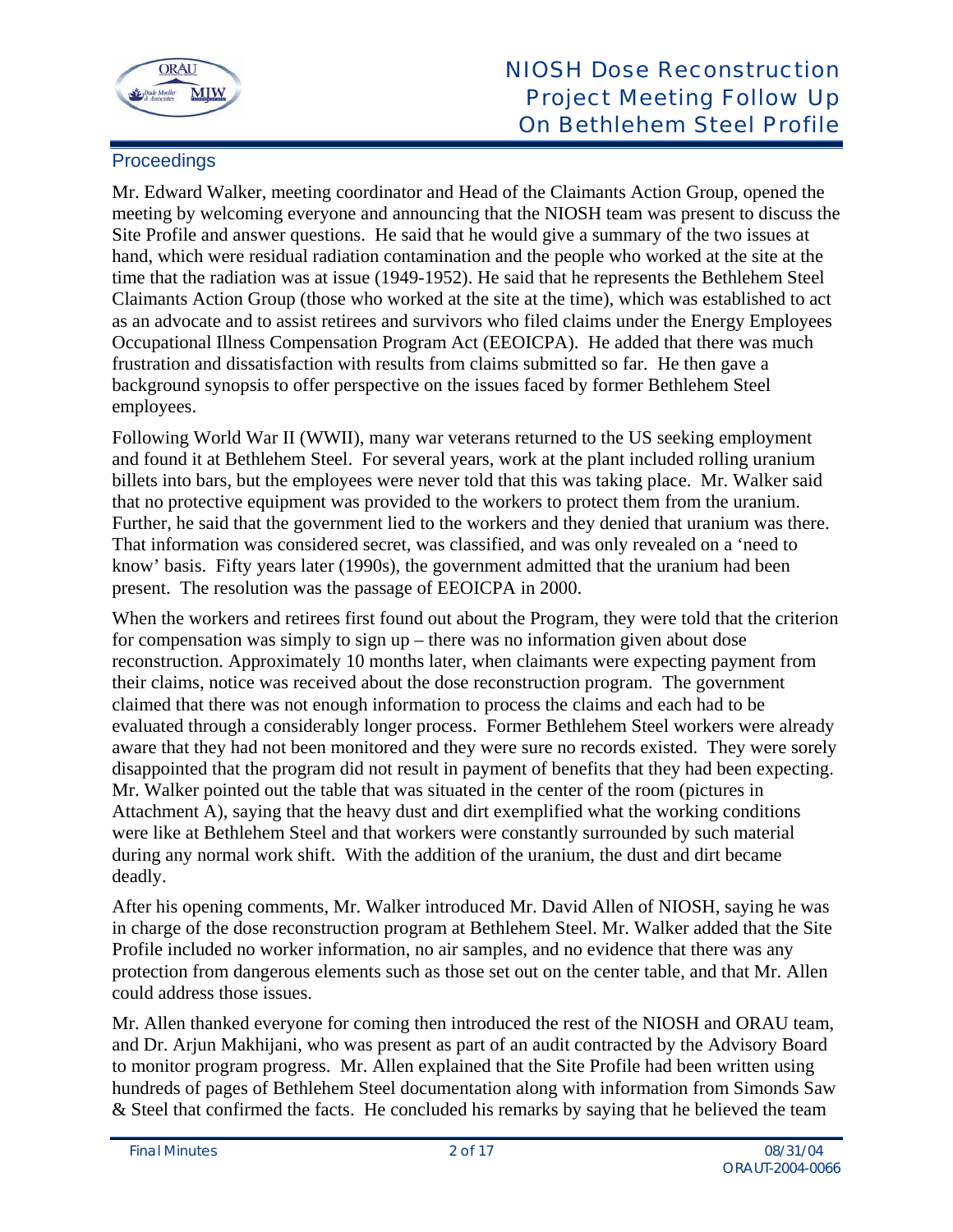## Proceedings

Mr. Edward Walker, meeting coordinator and Head of the Claimants Action Group, opened the meeting by welcoming everyone and announcing that the NIOSH team was present to discuss the Site Profile and answer questions. He said that he would give a summary of the two issues at hand, which were residual radiation contamination and the people who worked at the site at the time that the radiation was at issue (1949-1952). He said that he represents the Bethlehem Steel Claimants Action Group (those who worked at the site at the time), which was established to act as an advocate and to assist retirees and survivors who filed claims under the Energy Employees Occupational Illness Compensation Program Act (EEOICPA). He added that there was much frustration and dissatisfaction with results from claims submitted so far. He then gave a background synopsis to offer perspective on the issues faced by former Bethlehem Steel employees.

Following World War II (WWII), many war veterans returned to the US seeking employment and found it at Bethlehem Steel. For several years, work at the plant included rolling uranium billets into bars, but the employees were never told that this was taking place. Mr. Walker said that no protective equipment was provided to the workers to protect them from the uranium. Further, he said that the government lied to the workers and they denied that uranium was there. That information was considered secret, was classified, and was only revealed on a 'need to know' basis. Fifty years later (1990s), the government admitted that the uranium had been present. The resolution was the passage of EEOICPA in 2000.

When the workers and retirees first found out about the Program, they were told that the criterion for compensation was simply to sign up – there was no information given about dose reconstruction. Approximately 10 months later, when claimants were expecting payment from their claims, notice was received about the dose reconstruction program. The government claimed that there was not enough information to process the claims and each had to be evaluated through a considerably longer process. Former Bethlehem Steel workers were already aware that they had not been monitored and they were sure no records existed. They were sorely disappointed that the program did not result in payment of benefits that they had been expecting. Mr. Walker pointed out the table that was situated in the center of the room (pictures in Attachment A), saying that the heavy dust and dirt exemplified what the working conditions were like at Bethlehem Steel and that workers were constantly surrounded by such material during any normal work shift. With the addition of the uranium, the dust and dirt became deadly.

After his opening comments, Mr. Walker introduced Mr. David Allen of NIOSH, saying he was in charge of the dose reconstruction program at Bethlehem Steel. Mr. Walker added that the Site Profile included no worker information, no air samples, and no evidence that there was any protection from dangerous elements such as those set out on the center table, and that Mr. Allen could address those issues.

Mr. Allen thanked everyone for coming then introduced the rest of the NIOSH and ORAU team, and Dr. Arjun Makhijani, who was present as part of an audit contracted by the Advisory Board to monitor program progress. Mr. Allen explained that the Site Profile had been written using hundreds of pages of Bethlehem Steel documentation along with information from Simonds Saw & Steel that confirmed the facts. He concluded his remarks by saying that he believed the team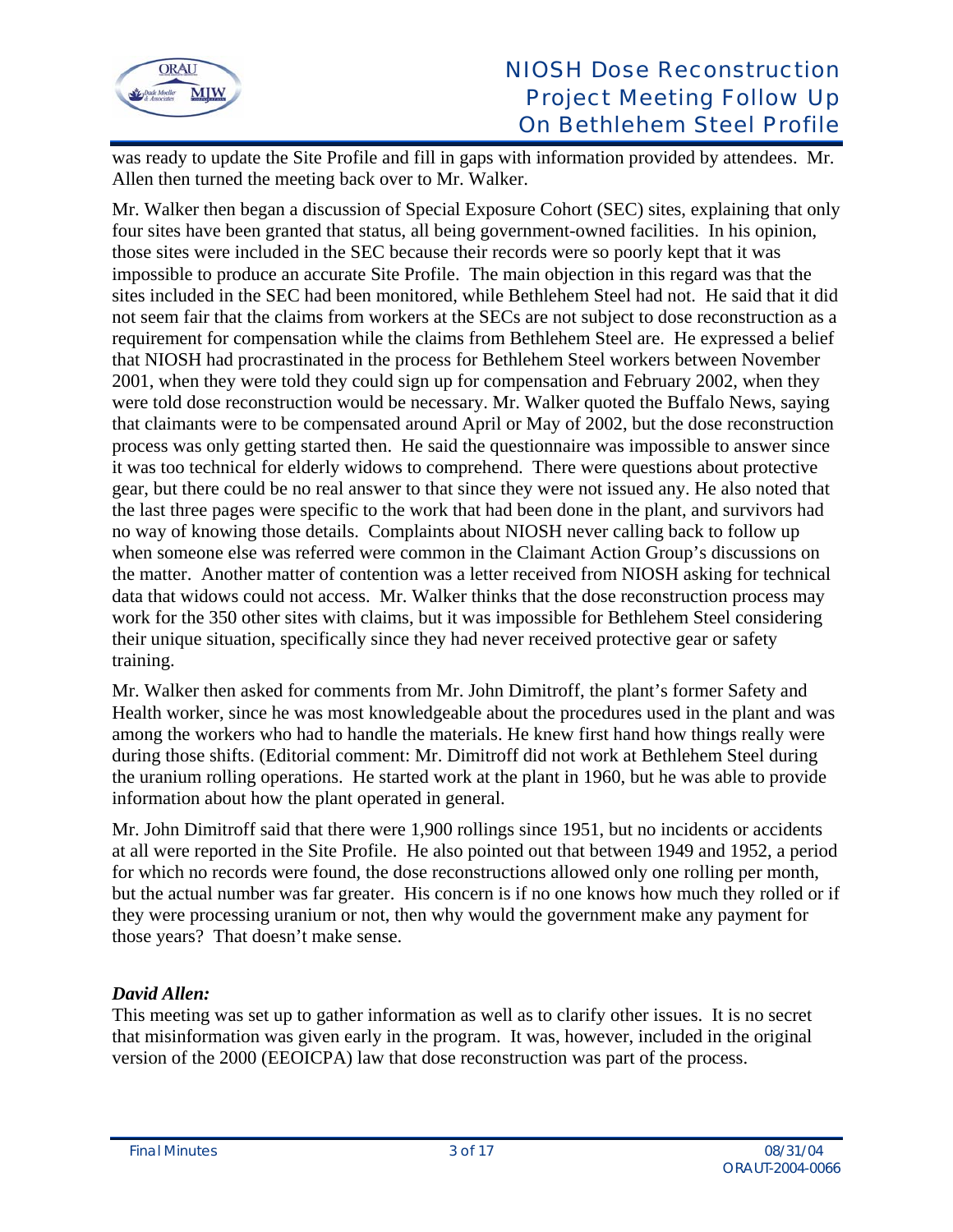was ready to update the Site Profile and fill in gaps with information provided by attendees. Mr. Allen then turned the meeting back over to Mr. Walker.

Mr. Walker then began a discussion of Special Exposure Cohort (SEC) sites, explaining that only four sites have been granted that status, all being government-owned facilities. In his opinion, those sites were included in the SEC because their records were so poorly kept that it was impossible to produce an accurate Site Profile. The main objection in this regard was that the sites included in the SEC had been monitored, while Bethlehem Steel had not. He said that it did not seem fair that the claims from workers at the SECs are not subject to dose reconstruction as a requirement for compensation while the claims from Bethlehem Steel are. He expressed a belief that NIOSH had procrastinated in the process for Bethlehem Steel workers between November 2001, when they were told they could sign up for compensation and February 2002, when they were told dose reconstruction would be necessary. Mr. Walker quoted the Buffalo News, saying that claimants were to be compensated around April or May of 2002, but the dose reconstruction process was only getting started then. He said the questionnaire was impossible to answer since it was too technical for elderly widows to comprehend. There were questions about protective gear, but there could be no real answer to that since they were not issued any. He also noted that the last three pages were specific to the work that had been done in the plant, and survivors had no way of knowing those details. Complaints about NIOSH never calling back to follow up when someone else was referred were common in the Claimant Action Group's discussions on the matter. Another matter of contention was a letter received from NIOSH asking for technical data that widows could not access. Mr. Walker thinks that the dose reconstruction process may work for the 350 other sites with claims, but it was impossible for Bethlehem Steel considering their unique situation, specifically since they had never received protective gear or safety training.

Mr. Walker then asked for comments from Mr. John Dimitroff, the plant's former Safety and Health worker, since he was most knowledgeable about the procedures used in the plant and was among the workers who had to handle the materials. He knew first hand how things really were during those shifts. (Editorial comment: Mr. Dimitroff did not work at Bethlehem Steel during the uranium rolling operations. He started work at the plant in 1960, but he was able to provide information about how the plant operated in general.

Mr. John Dimitroff said that there were 1,900 rollings since 1951, but no incidents or accidents at all were reported in the Site Profile. He also pointed out that between 1949 and 1952, a period for which no records were found, the dose reconstructions allowed only one rolling per month, but the actual number was far greater. His concern is if no one knows how much they rolled or if they were processing uranium or not, then why would the government make any payment for those years? That doesn't make sense.

***David Allen:***
This meeting was set up to gather information as well as to clarify other issues. It is no secret that misinformation was given early in the program. It was, however, included in the original version of the 2000 (EEOICPA) law that dose reconstruction was part of the process.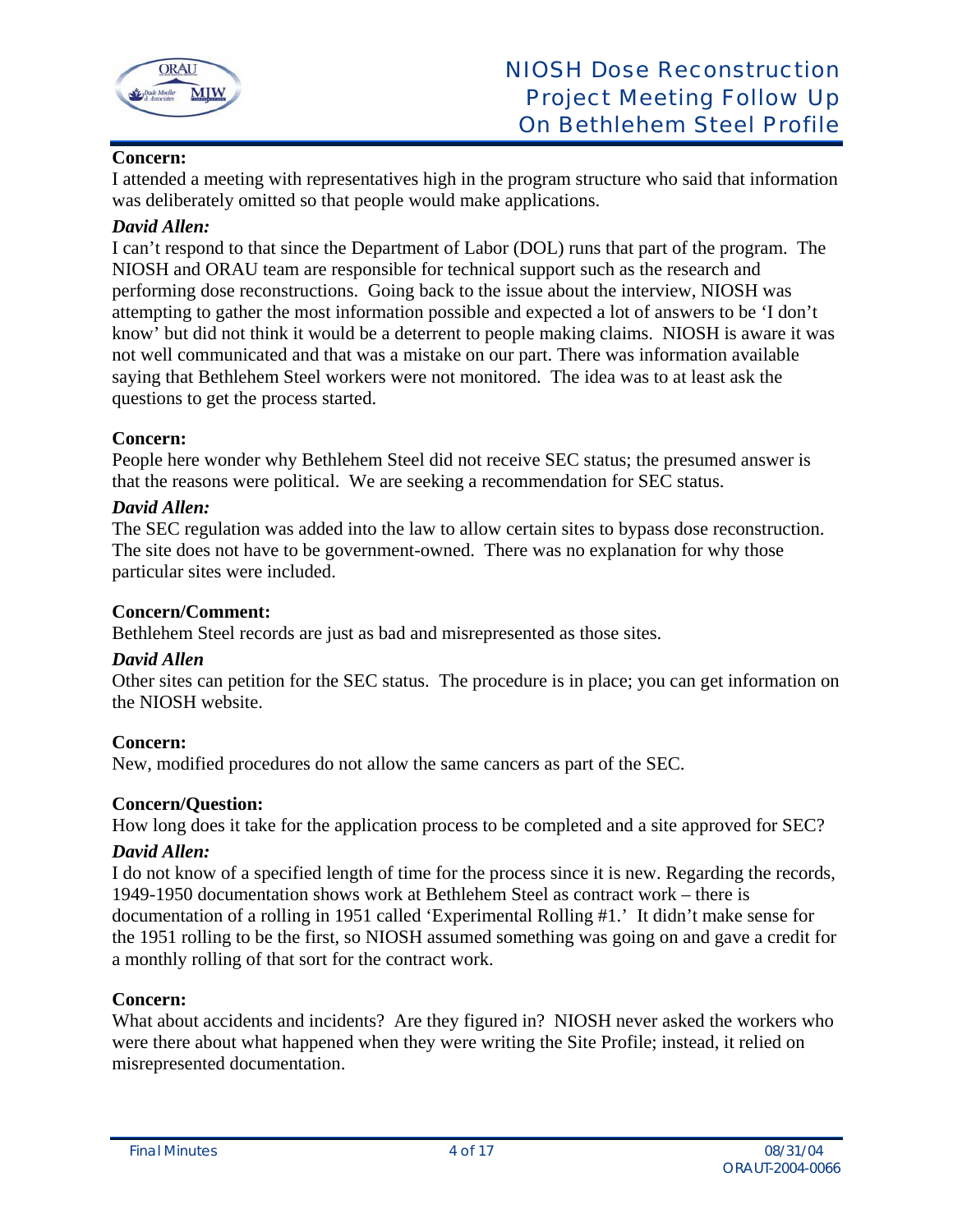**Concern:**
I attended a meeting with representatives high in the program structure who said that information was deliberately omitted so that people would make applications.

***David Allen:***
I can't respond to that since the Department of Labor (DOL) runs that part of the program. The NIOSH and ORAU team are responsible for technical support such as the research and performing dose reconstructions. Going back to the issue about the interview, NIOSH was attempting to gather the most information possible and expected a lot of answers to be 'I don't know' but did not think it would be a deterrent to people making claims. NIOSH is aware it was not well communicated and that was a mistake on our part. There was information available saying that Bethlehem Steel workers were not monitored. The idea was to at least ask the questions to get the process started.

**Concern:**
People here wonder why Bethlehem Steel did not receive SEC status; the presumed answer is that the reasons were political. We are seeking a recommendation for SEC status.

***David Allen:***
The SEC regulation was added into the law to allow certain sites to bypass dose reconstruction. The site does not have to be government-owned. There was no explanation for why those particular sites were included.

**Concern/Comment:**
Bethlehem Steel records are just as bad and misrepresented as those sites.

***David Allen***
Other sites can petition for the SEC status. The procedure is in place; you can get information on the NIOSH website.

**Concern:**
New, modified procedures do not allow the same cancers as part of the SEC.

**Concern/Question:**
How long does it take for the application process to be completed and a site approved for SEC?

***David Allen:***
I do not know of a specified length of time for the process since it is new. Regarding the records, 1949-1950 documentation shows work at Bethlehem Steel as contract work – there is documentation of a rolling in 1951 called 'Experimental Rolling #1.' It didn't make sense for the 1951 rolling to be the first, so NIOSH assumed something was going on and gave a credit for a monthly rolling of that sort for the contract work.

**Concern:**
What about accidents and incidents? Are they figured in? NIOSH never asked the workers who were there about what happened when they were writing the Site Profile; instead, it relied on misrepresented documentation.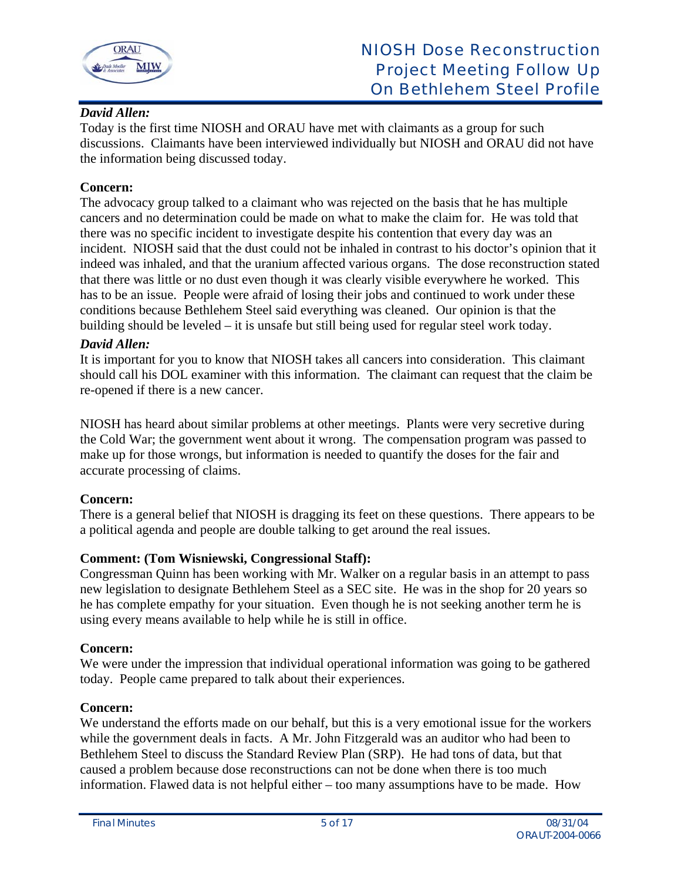***David Allen:***
Today is the first time NIOSH and ORAU have met with claimants as a group for such discussions. Claimants have been interviewed individually but NIOSH and ORAU did not have the information being discussed today.

**Concern:**
The advocacy group talked to a claimant who was rejected on the basis that he has multiple cancers and no determination could be made on what to make the claim for. He was told that there was no specific incident to investigate despite his contention that every day was an incident. NIOSH said that the dust could not be inhaled in contrast to his doctor's opinion that it indeed was inhaled, and that the uranium affected various organs. The dose reconstruction stated that there was little or no dust even though it was clearly visible everywhere he worked. This has to be an issue. People were afraid of losing their jobs and continued to work under these conditions because Bethlehem Steel said everything was cleaned. Our opinion is that the building should be leveled – it is unsafe but still being used for regular steel work today.

***David Allen:***
It is important for you to know that NIOSH takes all cancers into consideration. This claimant should call his DOL examiner with this information. The claimant can request that the claim be re-opened if there is a new cancer.

NIOSH has heard about similar problems at other meetings. Plants were very secretive during the Cold War; the government went about it wrong. The compensation program was passed to make up for those wrongs, but information is needed to quantify the doses for the fair and accurate processing of claims.

**Concern:**
There is a general belief that NIOSH is dragging its feet on these questions. There appears to be a political agenda and people are double talking to get around the real issues.

**Comment: (Tom Wisniewski, Congressional Staff):**
Congressman Quinn has been working with Mr. Walker on a regular basis in an attempt to pass new legislation to designate Bethlehem Steel as a SEC site. He was in the shop for 20 years so he has complete empathy for your situation. Even though he is not seeking another term he is using every means available to help while he is still in office.

**Concern:**
We were under the impression that individual operational information was going to be gathered today. People came prepared to talk about their experiences.

**Concern:**
We understand the efforts made on our behalf, but this is a very emotional issue for the workers while the government deals in facts. A Mr. John Fitzgerald was an auditor who had been to Bethlehem Steel to discuss the Standard Review Plan (SRP). He had tons of data, but that caused a problem because dose reconstructions can not be done when there is too much information. Flawed data is not helpful either – too many assumptions have to be made. How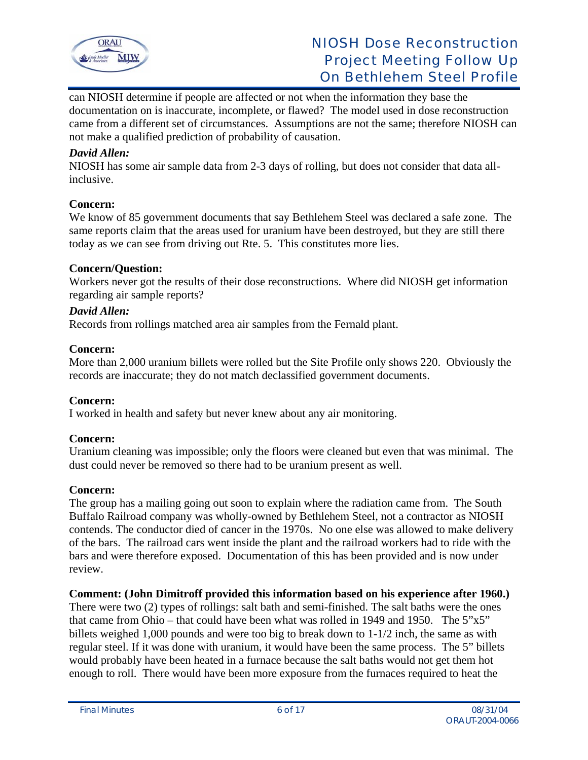can NIOSH determine if people are affected or not when the information they base the documentation on is inaccurate, incomplete, or flawed? The model used in dose reconstruction came from a different set of circumstances. Assumptions are not the same; therefore NIOSH can not make a qualified prediction of probability of causation.

***David Allen:***
NIOSH has some air sample data from 2-3 days of rolling, but does not consider that data all-inclusive.

**Concern:**
We know of 85 government documents that say Bethlehem Steel was declared a safe zone. The same reports claim that the areas used for uranium have been destroyed, but they are still there today as we can see from driving out Rte. 5. This constitutes more lies.

**Concern/Question:**
Workers never got the results of their dose reconstructions. Where did NIOSH get information regarding air sample reports?

***David Allen:***
Records from rollings matched area air samples from the Fernald plant.

**Concern:**
More than 2,000 uranium billets were rolled but the Site Profile only shows 220. Obviously the records are inaccurate; they do not match declassified government documents.

**Concern:**
I worked in health and safety but never knew about any air monitoring.

**Concern:**
Uranium cleaning was impossible; only the floors were cleaned but even that was minimal. The dust could never be removed so there had to be uranium present as well.

**Concern:**
The group has a mailing going out soon to explain where the radiation came from. The South Buffalo Railroad company was wholly-owned by Bethlehem Steel, not a contractor as NIOSH contends. The conductor died of cancer in the 1970s. No one else was allowed to make delivery of the bars. The railroad cars went inside the plant and the railroad workers had to ride with the bars and were therefore exposed. Documentation of this has been provided and is now under review.

**Comment: (John Dimitroff provided this information based on his experience after 1960.)**
There were two (2) types of rollings: salt bath and semi-finished. The salt baths were the ones that came from Ohio – that could have been what was rolled in 1949 and 1950. The 5"x5" billets weighed 1,000 pounds and were too big to break down to 1-1/2 inch, the same as with regular steel. If it was done with uranium, it would have been the same process. The 5" billets would probably have been heated in a furnace because the salt baths would not get them hot enough to roll. There would have been more exposure from the furnaces required to heat the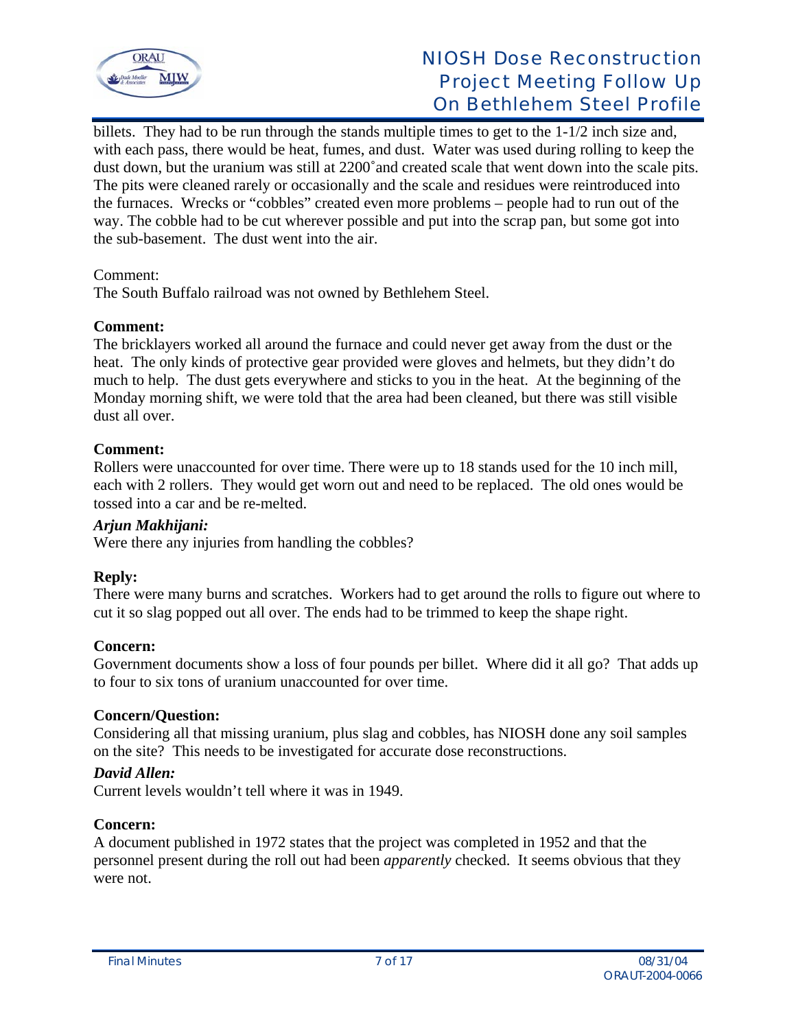billets. They had to be run through the stands multiple times to get to the 1-1/2 inch size and, with each pass, there would be heat, fumes, and dust. Water was used during rolling to keep the dust down, but the uranium was still at 2200˚and created scale that went down into the scale pits. The pits were cleaned rarely or occasionally and the scale and residues were reintroduced into the furnaces. Wrecks or "cobbles" created even more problems – people had to run out of the way. The cobble had to be cut wherever possible and put into the scrap pan, but some got into the sub-basement. The dust went into the air.

Comment:
The South Buffalo railroad was not owned by Bethlehem Steel.

**Comment:**
The bricklayers worked all around the furnace and could never get away from the dust or the heat. The only kinds of protective gear provided were gloves and helmets, but they didn't do much to help. The dust gets everywhere and sticks to you in the heat. At the beginning of the Monday morning shift, we were told that the area had been cleaned, but there was still visible dust all over.

**Comment:**
Rollers were unaccounted for over time. There were up to 18 stands used for the 10 inch mill, each with 2 rollers. They would get worn out and need to be replaced. The old ones would be tossed into a car and be re-melted.

***Arjun Makhijani:***
Were there any injuries from handling the cobbles?

**Reply:**
There were many burns and scratches. Workers had to get around the rolls to figure out where to cut it so slag popped out all over. The ends had to be trimmed to keep the shape right.

**Concern:**
Government documents show a loss of four pounds per billet. Where did it all go? That adds up to four to six tons of uranium unaccounted for over time.

**Concern/Question:**
Considering all that missing uranium, plus slag and cobbles, has NIOSH done any soil samples on the site? This needs to be investigated for accurate dose reconstructions.

***David Allen:***
Current levels wouldn't tell where it was in 1949.

**Concern:**
A document published in 1972 states that the project was completed in 1952 and that the personnel present during the roll out had been *apparently* checked. It seems obvious that they were not.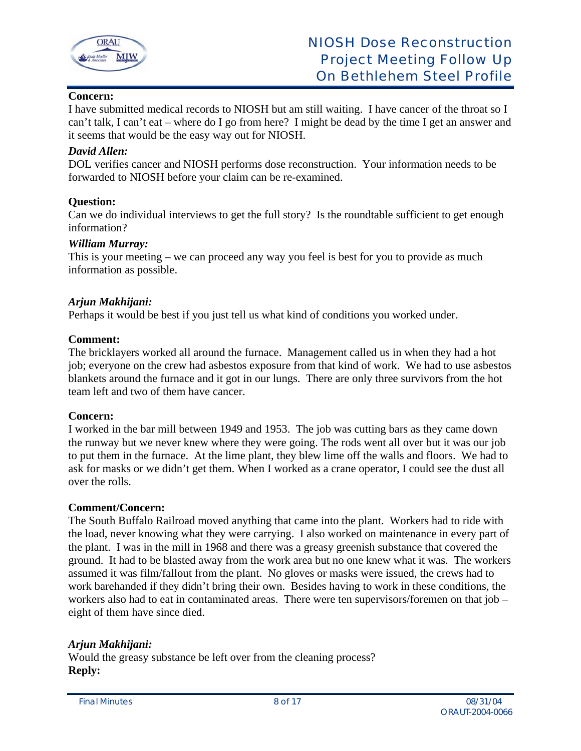**Concern:**
I have submitted medical records to NIOSH but am still waiting. I have cancer of the throat so I can't talk, I can't eat – where do I go from here? I might be dead by the time I get an answer and it seems that would be the easy way out for NIOSH.

***David Allen:***
DOL verifies cancer and NIOSH performs dose reconstruction. Your information needs to be forwarded to NIOSH before your claim can be re-examined.

**Question:**
Can we do individual interviews to get the full story? Is the roundtable sufficient to get enough information?

***William Murray:***
This is your meeting – we can proceed any way you feel is best for you to provide as much information as possible.

***Arjun Makhijani:***
Perhaps it would be best if you just tell us what kind of conditions you worked under.

**Comment:**
The bricklayers worked all around the furnace. Management called us in when they had a hot job; everyone on the crew had asbestos exposure from that kind of work. We had to use asbestos blankets around the furnace and it got in our lungs. There are only three survivors from the hot team left and two of them have cancer.

**Concern:**
I worked in the bar mill between 1949 and 1953. The job was cutting bars as they came down the runway but we never knew where they were going. The rods went all over but it was our job to put them in the furnace. At the lime plant, they blew lime off the walls and floors. We had to ask for masks or we didn't get them. When I worked as a crane operator, I could see the dust all over the rolls.

**Comment/Concern:**
The South Buffalo Railroad moved anything that came into the plant. Workers had to ride with the load, never knowing what they were carrying. I also worked on maintenance in every part of the plant. I was in the mill in 1968 and there was a greasy greenish substance that covered the ground. It had to be blasted away from the work area but no one knew what it was. The workers assumed it was film/fallout from the plant. No gloves or masks were issued, the crews had to work barehanded if they didn't bring their own. Besides having to work in these conditions, the workers also had to eat in contaminated areas. There were ten supervisors/foremen on that job – eight of them have since died.

***Arjun Makhijani:***
Would the greasy substance be left over from the cleaning process?
**Reply:**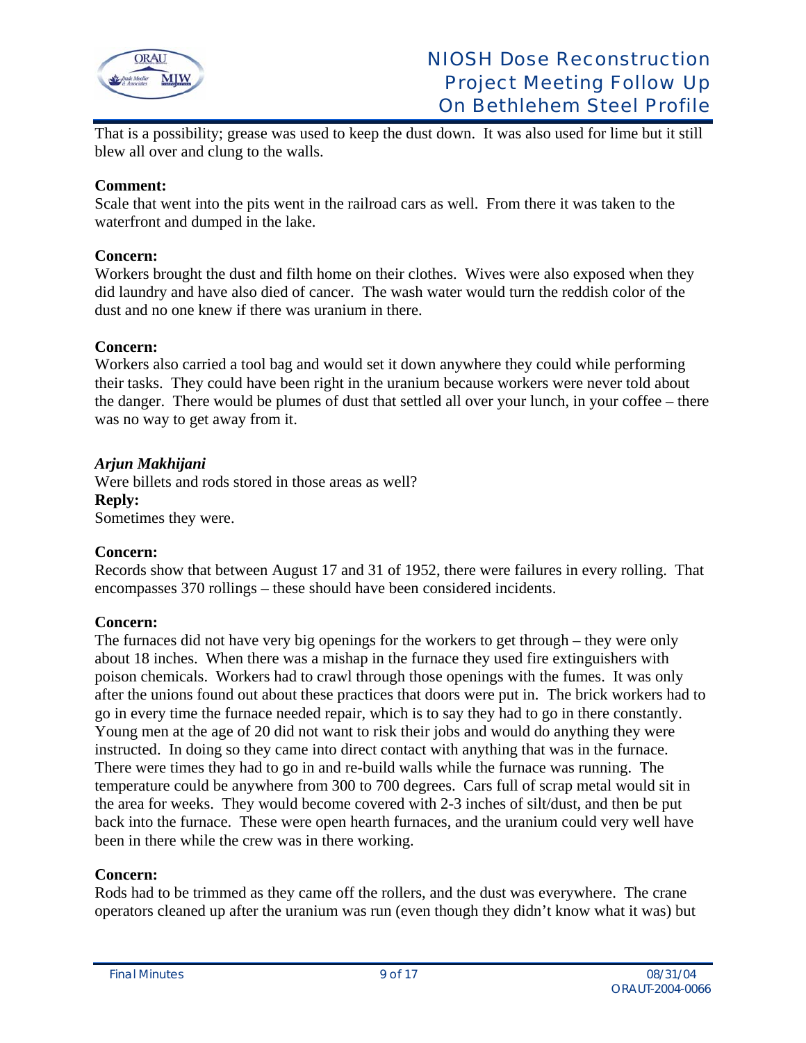That is a possibility; grease was used to keep the dust down. It was also used for lime but it still blew all over and clung to the walls.

**Comment:**
Scale that went into the pits went in the railroad cars as well. From there it was taken to the waterfront and dumped in the lake.

**Concern:**
Workers brought the dust and filth home on their clothes. Wives were also exposed when they did laundry and have also died of cancer. The wash water would turn the reddish color of the dust and no one knew if there was uranium in there.

**Concern:**
Workers also carried a tool bag and would set it down anywhere they could while performing their tasks. They could have been right in the uranium because workers were never told about the danger. There would be plumes of dust that settled all over your lunch, in your coffee – there was no way to get away from it.

***Arjun Makhijani***
Were billets and rods stored in those areas as well?
**Reply:**
Sometimes they were.

**Concern:**
Records show that between August 17 and 31 of 1952, there were failures in every rolling. That encompasses 370 rollings – these should have been considered incidents.

**Concern:**
The furnaces did not have very big openings for the workers to get through – they were only about 18 inches. When there was a mishap in the furnace they used fire extinguishers with poison chemicals. Workers had to crawl through those openings with the fumes. It was only after the unions found out about these practices that doors were put in. The brick workers had to go in every time the furnace needed repair, which is to say they had to go in there constantly. Young men at the age of 20 did not want to risk their jobs and would do anything they were instructed. In doing so they came into direct contact with anything that was in the furnace. There were times they had to go in and re-build walls while the furnace was running. The temperature could be anywhere from 300 to 700 degrees. Cars full of scrap metal would sit in the area for weeks. They would become covered with 2-3 inches of silt/dust, and then be put back into the furnace. These were open hearth furnaces, and the uranium could very well have been in there while the crew was in there working.

**Concern:**
Rods had to be trimmed as they came off the rollers, and the dust was everywhere. The crane operators cleaned up after the uranium was run (even though they didn't know what it was) but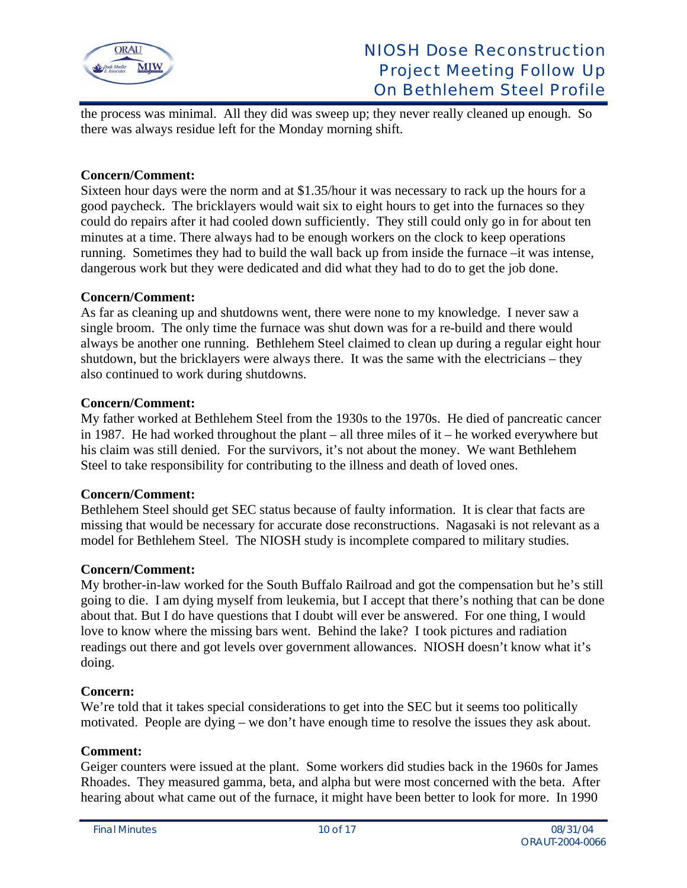the process was minimal. All they did was sweep up; they never really cleaned up enough. So there was always residue left for the Monday morning shift.

**Concern/Comment:**
Sixteen hour days were the norm and at $1.35/hour it was necessary to rack up the hours for a good paycheck. The bricklayers would wait six to eight hours to get into the furnaces so they could do repairs after it had cooled down sufficiently. They still could only go in for about ten minutes at a time. There always had to be enough workers on the clock to keep operations running. Sometimes they had to build the wall back up from inside the furnace –it was intense, dangerous work but they were dedicated and did what they had to do to get the job done.

**Concern/Comment:**
As far as cleaning up and shutdowns went, there were none to my knowledge. I never saw a single broom. The only time the furnace was shut down was for a re-build and there would always be another one running. Bethlehem Steel claimed to clean up during a regular eight hour shutdown, but the bricklayers were always there. It was the same with the electricians – they also continued to work during shutdowns.

**Concern/Comment:**
My father worked at Bethlehem Steel from the 1930s to the 1970s. He died of pancreatic cancer in 1987. He had worked throughout the plant – all three miles of it – he worked everywhere but his claim was still denied. For the survivors, it's not about the money. We want Bethlehem Steel to take responsibility for contributing to the illness and death of loved ones.

**Concern/Comment:**
Bethlehem Steel should get SEC status because of faulty information. It is clear that facts are missing that would be necessary for accurate dose reconstructions. Nagasaki is not relevant as a model for Bethlehem Steel. The NIOSH study is incomplete compared to military studies.

**Concern/Comment:**
My brother-in-law worked for the South Buffalo Railroad and got the compensation but he's still going to die. I am dying myself from leukemia, but I accept that there's nothing that can be done about that. But I do have questions that I doubt will ever be answered. For one thing, I would love to know where the missing bars went. Behind the lake? I took pictures and radiation readings out there and got levels over government allowances. NIOSH doesn't know what it's doing.

**Concern:**
We're told that it takes special considerations to get into the SEC but it seems too politically motivated. People are dying – we don't have enough time to resolve the issues they ask about.

**Comment:**
Geiger counters were issued at the plant. Some workers did studies back in the 1960s for James Rhoades. They measured gamma, beta, and alpha but were most concerned with the beta. After hearing about what came out of the furnace, it might have been better to look for more. In 1990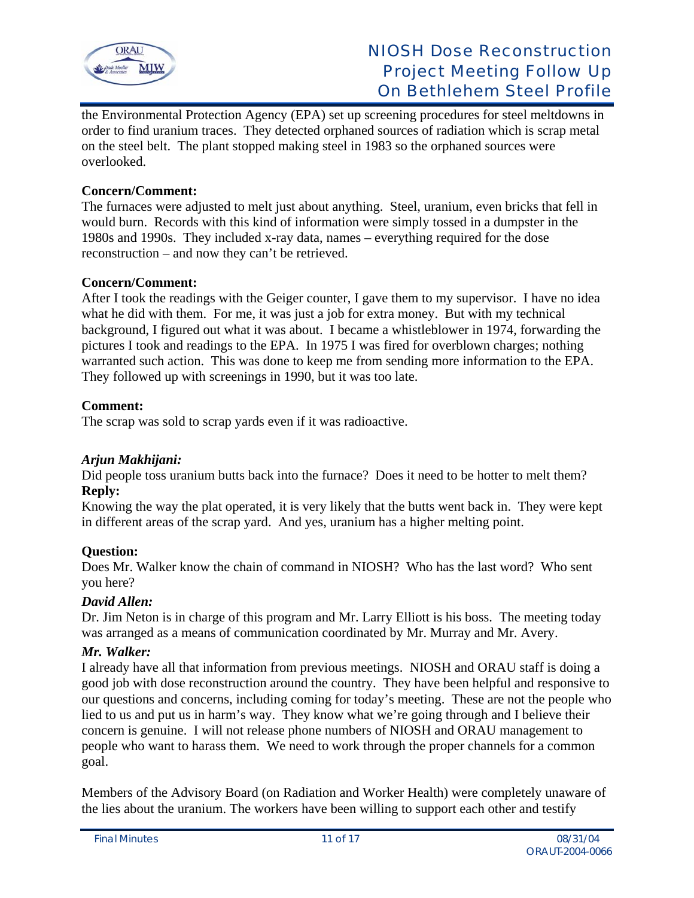the Environmental Protection Agency (EPA) set up screening procedures for steel meltdowns in order to find uranium traces. They detected orphaned sources of radiation which is scrap metal on the steel belt. The plant stopped making steel in 1983 so the orphaned sources were overlooked.

**Concern/Comment:**
The furnaces were adjusted to melt just about anything. Steel, uranium, even bricks that fell in would burn. Records with this kind of information were simply tossed in a dumpster in the 1980s and 1990s. They included x-ray data, names – everything required for the dose reconstruction – and now they can't be retrieved.

**Concern/Comment:**
After I took the readings with the Geiger counter, I gave them to my supervisor. I have no idea what he did with them. For me, it was just a job for extra money. But with my technical background, I figured out what it was about. I became a whistleblower in 1974, forwarding the pictures I took and readings to the EPA. In 1975 I was fired for overblown charges; nothing warranted such action. This was done to keep me from sending more information to the EPA. They followed up with screenings in 1990, but it was too late.

**Comment:**
The scrap was sold to scrap yards even if it was radioactive.

***Arjun Makhijani:***
Did people toss uranium butts back into the furnace? Does it need to be hotter to melt them?
**Reply:**
Knowing the way the plat operated, it is very likely that the butts went back in. They were kept in different areas of the scrap yard. And yes, uranium has a higher melting point.

**Question:**
Does Mr. Walker know the chain of command in NIOSH? Who has the last word? Who sent you here?

***David Allen:***
Dr. Jim Neton is in charge of this program and Mr. Larry Elliott is his boss. The meeting today was arranged as a means of communication coordinated by Mr. Murray and Mr. Avery.

***Mr. Walker:***
I already have all that information from previous meetings. NIOSH and ORAU staff is doing a good job with dose reconstruction around the country. They have been helpful and responsive to our questions and concerns, including coming for today's meeting. These are not the people who lied to us and put us in harm's way. They know what we're going through and I believe their concern is genuine. I will not release phone numbers of NIOSH and ORAU management to people who want to harass them. We need to work through the proper channels for a common goal.

Members of the Advisory Board (on Radiation and Worker Health) were completely unaware of the lies about the uranium. The workers have been willing to support each other and testify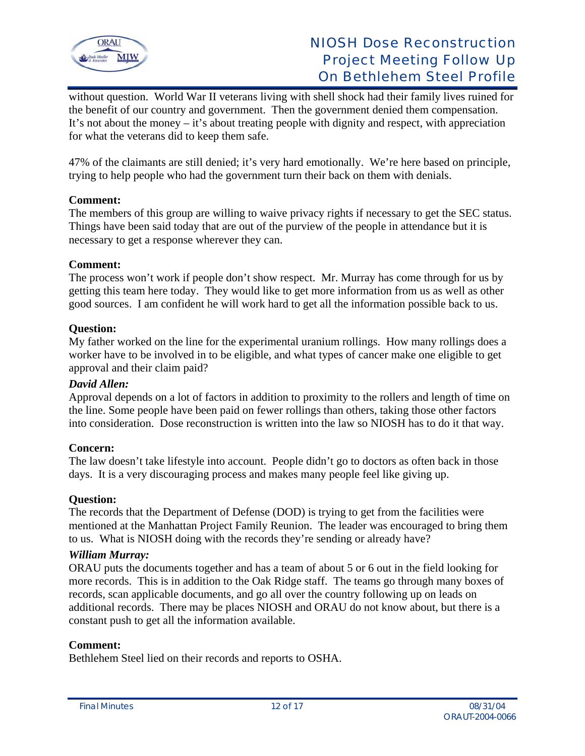without question. World War II veterans living with shell shock had their family lives ruined for the benefit of our country and government. Then the government denied them compensation. It's not about the money – it's about treating people with dignity and respect, with appreciation for what the veterans did to keep them safe.

47% of the claimants are still denied; it's very hard emotionally. We're here based on principle, trying to help people who had the government turn their back on them with denials.

**Comment:**
The members of this group are willing to waive privacy rights if necessary to get the SEC status. Things have been said today that are out of the purview of the people in attendance but it is necessary to get a response wherever they can.

**Comment:**
The process won't work if people don't show respect. Mr. Murray has come through for us by getting this team here today. They would like to get more information from us as well as other good sources. I am confident he will work hard to get all the information possible back to us.

**Question:**
My father worked on the line for the experimental uranium rollings. How many rollings does a worker have to be involved in to be eligible, and what types of cancer make one eligible to get approval and their claim paid?

***David Allen:***
Approval depends on a lot of factors in addition to proximity to the rollers and length of time on the line. Some people have been paid on fewer rollings than others, taking those other factors into consideration. Dose reconstruction is written into the law so NIOSH has to do it that way.

**Concern:**
The law doesn't take lifestyle into account. People didn't go to doctors as often back in those days. It is a very discouraging process and makes many people feel like giving up.

**Question:**
The records that the Department of Defense (DOD) is trying to get from the facilities were mentioned at the Manhattan Project Family Reunion. The leader was encouraged to bring them to us. What is NIOSH doing with the records they're sending or already have?

***William Murray:***
ORAU puts the documents together and has a team of about 5 or 6 out in the field looking for more records. This is in addition to the Oak Ridge staff. The teams go through many boxes of records, scan applicable documents, and go all over the country following up on leads on additional records. There may be places NIOSH and ORAU do not know about, but there is a constant push to get all the information available.

**Comment:**
Bethlehem Steel lied on their records and reports to OSHA.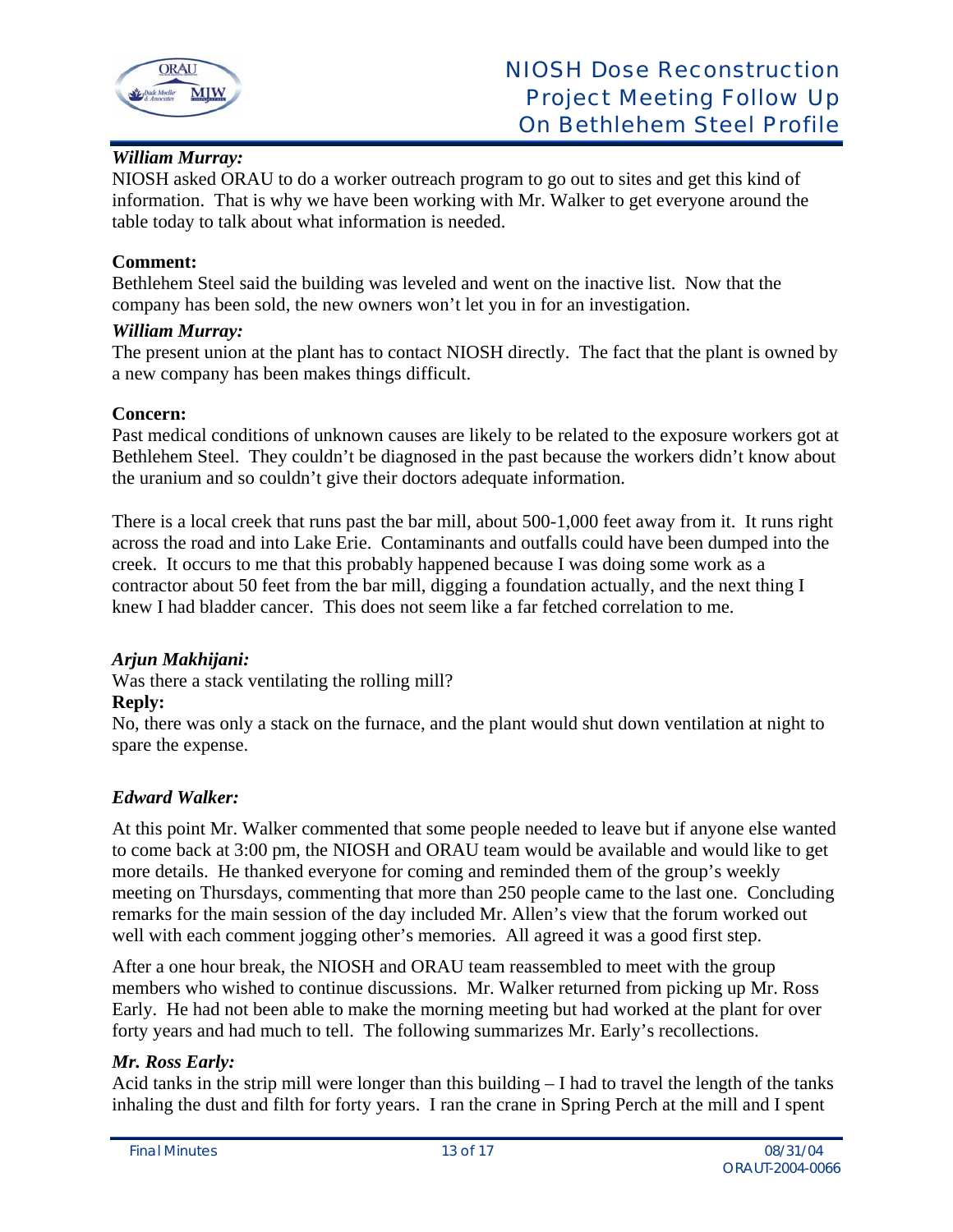***William Murray:***
NIOSH asked ORAU to do a worker outreach program to go out to sites and get this kind of information. That is why we have been working with Mr. Walker to get everyone around the table today to talk about what information is needed.

**Comment:**
Bethlehem Steel said the building was leveled and went on the inactive list. Now that the company has been sold, the new owners won't let you in for an investigation.

***William Murray:***
The present union at the plant has to contact NIOSH directly. The fact that the plant is owned by a new company has been makes things difficult.

**Concern:**
Past medical conditions of unknown causes are likely to be related to the exposure workers got at Bethlehem Steel. They couldn't be diagnosed in the past because the workers didn't know about the uranium and so couldn't give their doctors adequate information.

There is a local creek that runs past the bar mill, about 500-1,000 feet away from it. It runs right across the road and into Lake Erie. Contaminants and outfalls could have been dumped into the creek. It occurs to me that this probably happened because I was doing some work as a contractor about 50 feet from the bar mill, digging a foundation actually, and the next thing I knew I had bladder cancer. This does not seem like a far fetched correlation to me.

***Arjun Makhijani:***
Was there a stack ventilating the rolling mill?

**Reply:**
No, there was only a stack on the furnace, and the plant would shut down ventilation at night to spare the expense.

***Edward Walker:***

At this point Mr. Walker commented that some people needed to leave but if anyone else wanted to come back at 3:00 pm, the NIOSH and ORAU team would be available and would like to get more details. He thanked everyone for coming and reminded them of the group's weekly meeting on Thursdays, commenting that more than 250 people came to the last one. Concluding remarks for the main session of the day included Mr. Allen's view that the forum worked out well with each comment jogging other's memories. All agreed it was a good first step.

After a one hour break, the NIOSH and ORAU team reassembled to meet with the group members who wished to continue discussions. Mr. Walker returned from picking up Mr. Ross Early. He had not been able to make the morning meeting but had worked at the plant for over forty years and had much to tell. The following summarizes Mr. Early's recollections.

***Mr. Ross Early:***
Acid tanks in the strip mill were longer than this building – I had to travel the length of the tanks inhaling the dust and filth for forty years. I ran the crane in Spring Perch at the mill and I spent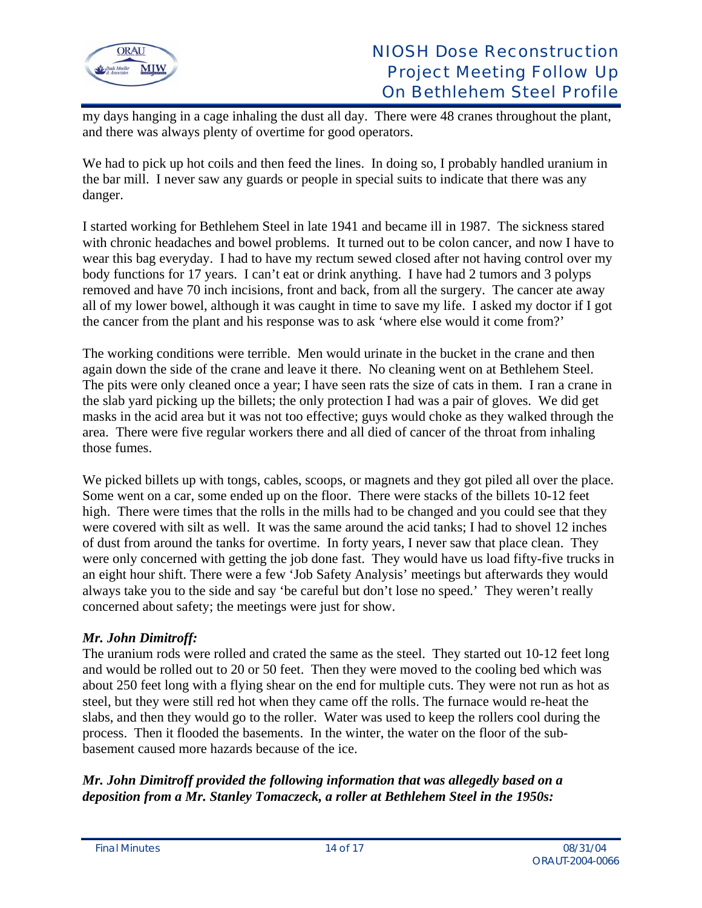my days hanging in a cage inhaling the dust all day. There were 48 cranes throughout the plant, and there was always plenty of overtime for good operators.

We had to pick up hot coils and then feed the lines. In doing so, I probably handled uranium in the bar mill. I never saw any guards or people in special suits to indicate that there was any danger.

I started working for Bethlehem Steel in late 1941 and became ill in 1987. The sickness stared with chronic headaches and bowel problems. It turned out to be colon cancer, and now I have to wear this bag everyday. I had to have my rectum sewed closed after not having control over my body functions for 17 years. I can't eat or drink anything. I have had 2 tumors and 3 polyps removed and have 70 inch incisions, front and back, from all the surgery. The cancer ate away all of my lower bowel, although it was caught in time to save my life. I asked my doctor if I got the cancer from the plant and his response was to ask 'where else would it come from?'

The working conditions were terrible. Men would urinate in the bucket in the crane and then again down the side of the crane and leave it there. No cleaning went on at Bethlehem Steel. The pits were only cleaned once a year; I have seen rats the size of cats in them. I ran a crane in the slab yard picking up the billets; the only protection I had was a pair of gloves. We did get masks in the acid area but it was not too effective; guys would choke as they walked through the area. There were five regular workers there and all died of cancer of the throat from inhaling those fumes.

We picked billets up with tongs, cables, scoops, or magnets and they got piled all over the place. Some went on a car, some ended up on the floor. There were stacks of the billets 10-12 feet high. There were times that the rolls in the mills had to be changed and you could see that they were covered with silt as well. It was the same around the acid tanks; I had to shovel 12 inches of dust from around the tanks for overtime. In forty years, I never saw that place clean. They were only concerned with getting the job done fast. They would have us load fifty-five trucks in an eight hour shift. There were a few 'Job Safety Analysis' meetings but afterwards they would always take you to the side and say 'be careful but don't lose no speed.' They weren't really concerned about safety; the meetings were just for show.

***Mr. John Dimitroff:***

The uranium rods were rolled and crated the same as the steel. They started out 10-12 feet long and would be rolled out to 20 or 50 feet. Then they were moved to the cooling bed which was about 250 feet long with a flying shear on the end for multiple cuts. They were not run as hot as steel, but they were still red hot when they came off the rolls. The furnace would re-heat the slabs, and then they would go to the roller. Water was used to keep the rollers cool during the process. Then it flooded the basements. In the winter, the water on the floor of the sub-basement caused more hazards because of the ice.

***Mr. John Dimitroff provided the following information that was allegedly based on a deposition from a Mr. Stanley Tomaczeck, a roller at Bethlehem Steel in the 1950s:***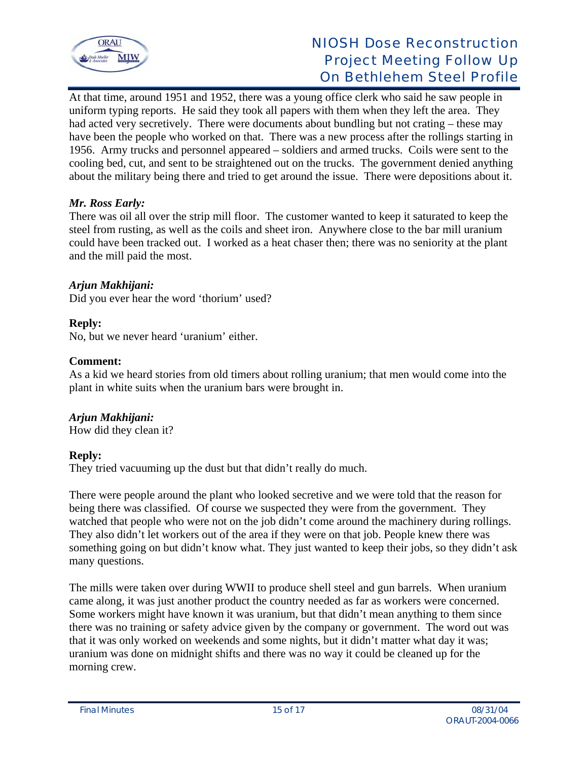At that time, around 1951 and 1952, there was a young office clerk who said he saw people in uniform typing reports. He said they took all papers with them when they left the area. They had acted very secretively. There were documents about bundling but not crating – these may have been the people who worked on that. There was a new process after the rollings starting in 1956. Army trucks and personnel appeared – soldiers and armed trucks. Coils were sent to the cooling bed, cut, and sent to be straightened out on the trucks. The government denied anything about the military being there and tried to get around the issue. There were depositions about it.

***Mr. Ross Early:***

There was oil all over the strip mill floor. The customer wanted to keep it saturated to keep the steel from rusting, as well as the coils and sheet iron. Anywhere close to the bar mill uranium could have been tracked out. I worked as a heat chaser then; there was no seniority at the plant and the mill paid the most.

***Arjun Makhijani:***

Did you ever hear the word 'thorium' used?

**Reply:**

No, but we never heard 'uranium' either.

**Comment:**

As a kid we heard stories from old timers about rolling uranium; that men would come into the plant in white suits when the uranium bars were brought in.

***Arjun Makhijani:***

How did they clean it?

**Reply:**

They tried vacuuming up the dust but that didn't really do much.

There were people around the plant who looked secretive and we were told that the reason for being there was classified. Of course we suspected they were from the government. They watched that people who were not on the job didn't come around the machinery during rollings. They also didn't let workers out of the area if they were on that job. People knew there was something going on but didn't know what. They just wanted to keep their jobs, so they didn't ask many questions.

The mills were taken over during WWII to produce shell steel and gun barrels. When uranium came along, it was just another product the country needed as far as workers were concerned. Some workers might have known it was uranium, but that didn't mean anything to them since there was no training or safety advice given by the company or government. The word out was that it was only worked on weekends and some nights, but it didn't matter what day it was; uranium was done on midnight shifts and there was no way it could be cleaned up for the morning crew.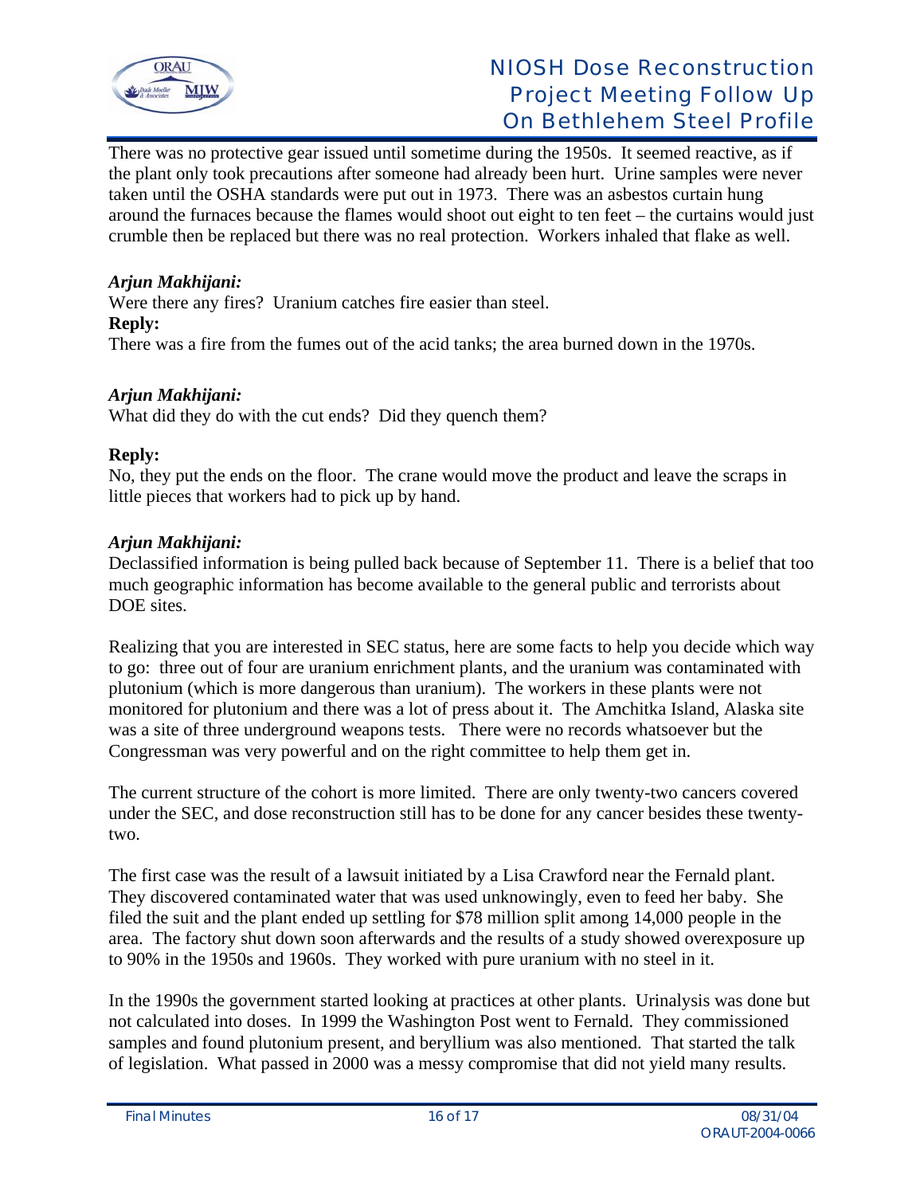There was no protective gear issued until sometime during the 1950s. It seemed reactive, as if the plant only took precautions after someone had already been hurt. Urine samples were never taken until the OSHA standards were put out in 1973. There was an asbestos curtain hung around the furnaces because the flames would shoot out eight to ten feet – the curtains would just crumble then be replaced but there was no real protection. Workers inhaled that flake as well.

***Arjun Makhijani:***
Were there any fires? Uranium catches fire easier than steel.
**Reply:**
There was a fire from the fumes out of the acid tanks; the area burned down in the 1970s.

***Arjun Makhijani:***
What did they do with the cut ends? Did they quench them?

**Reply:**
No, they put the ends on the floor. The crane would move the product and leave the scraps in little pieces that workers had to pick up by hand.

***Arjun Makhijani:***
Declassified information is being pulled back because of September 11. There is a belief that too much geographic information has become available to the general public and terrorists about DOE sites.

Realizing that you are interested in SEC status, here are some facts to help you decide which way to go: three out of four are uranium enrichment plants, and the uranium was contaminated with plutonium (which is more dangerous than uranium). The workers in these plants were not monitored for plutonium and there was a lot of press about it. The Amchitka Island, Alaska site was a site of three underground weapons tests. There were no records whatsoever but the Congressman was very powerful and on the right committee to help them get in.

The current structure of the cohort is more limited. There are only twenty-two cancers covered under the SEC, and dose reconstruction still has to be done for any cancer besides these twenty-two.

The first case was the result of a lawsuit initiated by a Lisa Crawford near the Fernald plant. They discovered contaminated water that was used unknowingly, even to feed her baby. She filed the suit and the plant ended up settling for $78 million split among 14,000 people in the area. The factory shut down soon afterwards and the results of a study showed overexposure up to 90% in the 1950s and 1960s. They worked with pure uranium with no steel in it.

In the 1990s the government started looking at practices at other plants. Urinalysis was done but not calculated into doses. In 1999 the Washington Post went to Fernald. They commissioned samples and found plutonium present, and beryllium was also mentioned. That started the talk of legislation. What passed in 2000 was a messy compromise that did not yield many results.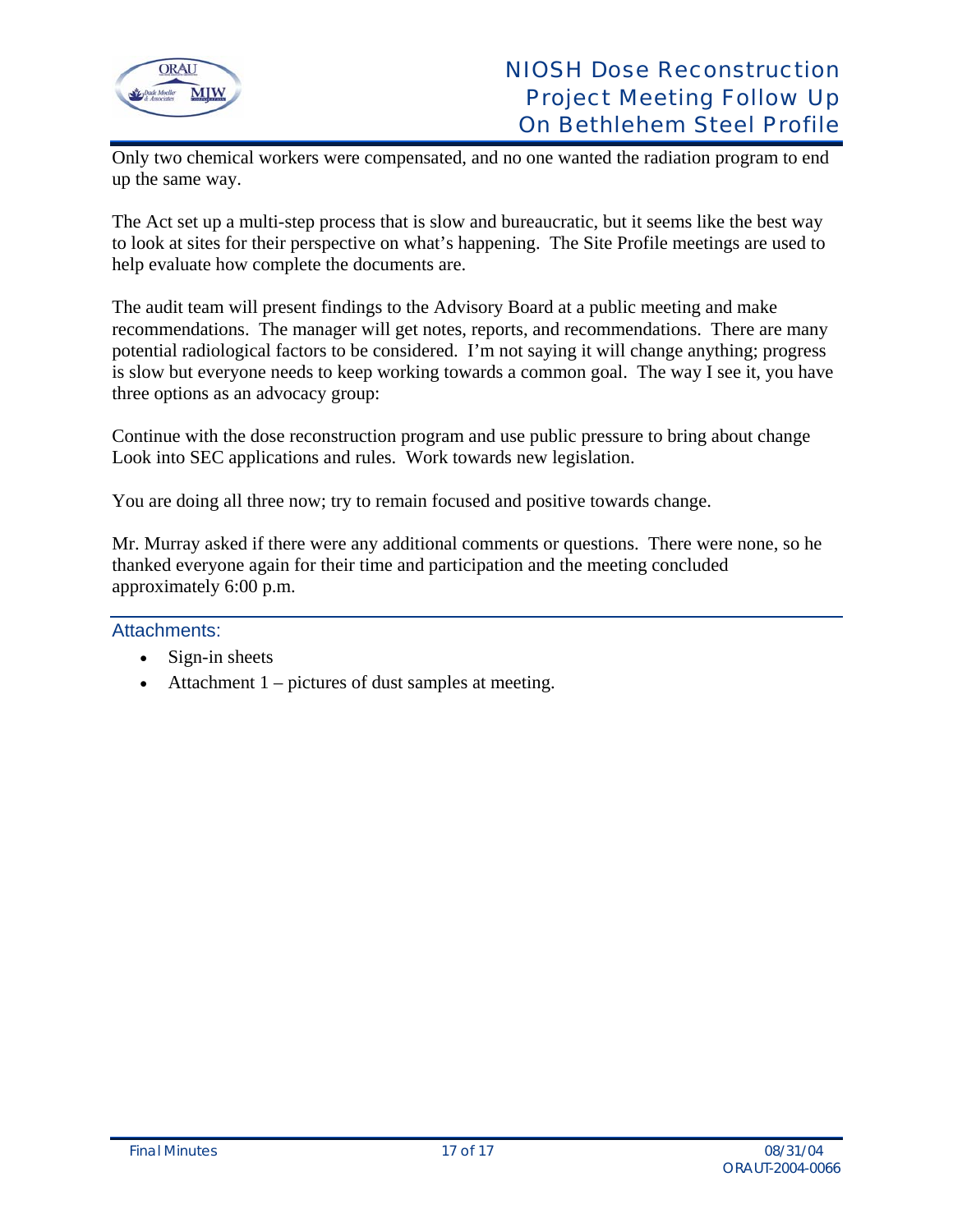Only two chemical workers were compensated, and no one wanted the radiation program to end up the same way.

The Act set up a multi-step process that is slow and bureaucratic, but it seems like the best way to look at sites for their perspective on what's happening. The Site Profile meetings are used to help evaluate how complete the documents are.

The audit team will present findings to the Advisory Board at a public meeting and make recommendations. The manager will get notes, reports, and recommendations. There are many potential radiological factors to be considered. I'm not saying it will change anything; progress is slow but everyone needs to keep working towards a common goal. The way I see it, you have three options as an advocacy group:

Continue with the dose reconstruction program and use public pressure to bring about change
Look into SEC applications and rules. Work towards new legislation.

You are doing all three now; try to remain focused and positive towards change.

Mr. Murray asked if there were any additional comments or questions. There were none, so he thanked everyone again for their time and participation and the meeting concluded approximately 6:00 p.m.

## Attachments:

- Sign-in sheets
- Attachment 1 – pictures of dust samples at meeting.